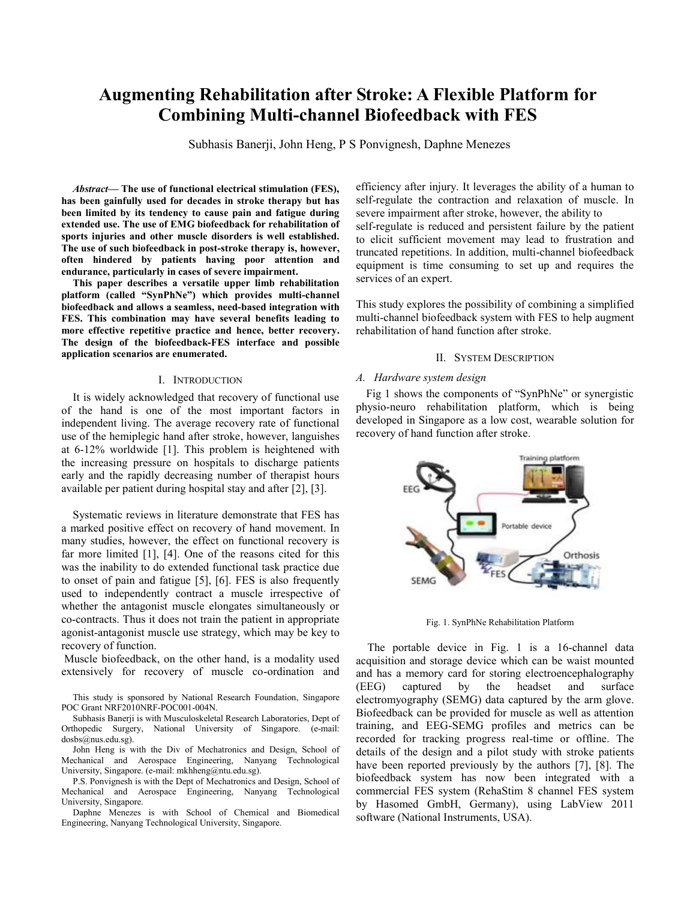# Augmenting Rehabilitation after Stroke: A Flexible Platform for Combining Multi-channel Biofeedback with FES

Subhasis Banerji, John Heng, P S Ponvignesh, Daphne Menezes

***Abstract*— The use of functional electrical stimulation (FES), has been gainfully used for decades in stroke therapy but has been limited by its tendency to cause pain and fatigue during extended use. The use of EMG biofeedback for rehabilitation of sports injuries and other muscle disorders is well established. The use of such biofeedback in post-stroke therapy is, however, often hindered by patients having poor attention and endurance, particularly in cases of severe impairment.**

**This paper describes a versatile upper limb rehabilitation platform (called "SynPhNe") which provides multi-channel biofeedback and allows a seamless, need-based integration with FES. This combination may have several benefits leading to more effective repetitive practice and hence, better recovery. The design of the biofeedback-FES interface and possible application scenarios are enumerated.**

## I. Introduction

It is widely acknowledged that recovery of functional use of the hand is one of the most important factors in independent living. The average recovery rate of functional use of the hemiplegic hand after stroke, however, languishes at 6-12% worldwide [1]. This problem is heightened with the increasing pressure on hospitals to discharge patients early and the rapidly decreasing number of therapist hours available per patient during hospital stay and after [2], [3].

Systematic reviews in literature demonstrate that FES has a marked positive effect on recovery of hand movement. In many studies, however, the effect on functional recovery is far more limited [1], [4]. One of the reasons cited for this was the inability to do extended functional task practice due to onset of pain and fatigue [5], [6]. FES is also frequently used to independently contract a muscle irrespective of whether the antagonist muscle elongates simultaneously or co-contracts. Thus it does not train the patient in appropriate agonist-antagonist muscle use strategy, which may be key to recovery of function.

Muscle biofeedback, on the other hand, is a modality used extensively for recovery of muscle co-ordination and efficiency after injury. It leverages the ability of a human to self-regulate the contraction and relaxation of muscle. In severe impairment after stroke, however, the ability to self-regulate is reduced and persistent failure by the patient to elicit sufficient movement may lead to frustration and truncated repetitions. In addition, multi-channel biofeedback equipment is time consuming to set up and requires the services of an expert.

This study explores the possibility of combining a simplified multi-channel biofeedback system with FES to help augment rehabilitation of hand function after stroke.

This study is sponsored by National Research Foundation, Singapore POC Grant NRF2010NRF-POC001-004N.

Subhasis Banerji is with Musculoskeletal Research Laboratories, Dept of Orthopedic Surgery, National University of Singapore. (e-mail: dosbs@nus.edu.sg).

John Heng is with the Div of Mechatronics and Design, School of Mechanical and Aerospace Engineering, Nanyang Technological University, Singapore. (e-mail: mkhheng@ntu.edu.sg).

P.S. Ponvignesh is with the Dept of Mechatronics and Design, School of Mechanical and Aerospace Engineering, Nanyang Technological University, Singapore.

Daphne Menezes is with School of Chemical and Biomedical Engineering, Nanyang Technological University, Singapore.

## II. System Description

### *A. Hardware system design*

Fig 1 shows the components of "SynPhNe" or synergistic physio-neuro rehabilitation platform, which is being developed in Singapore as a low cost, wearable solution for recovery of hand function after stroke.

Fig. 1. SynPhNe Rehabilitation Platform

The portable device in Fig. 1 is a 16-channel data acquisition and storage device which can be waist mounted and has a memory card for storing electroencephalography (EEG) captured by the headset and surface electromyography (SEMG) data captured by the arm glove. Biofeedback can be provided for muscle as well as attention training, and EEG-SEMG profiles and metrics can be recorded for tracking progress real-time or offline. The details of the design and a pilot study with stroke patients have been reported previously by the authors [7], [8]. The biofeedback system has now been integrated with a commercial FES system (RehaStim 8 channel FES system by Hasomed GmbH, Germany), using LabView 2011 software (National Instruments, USA).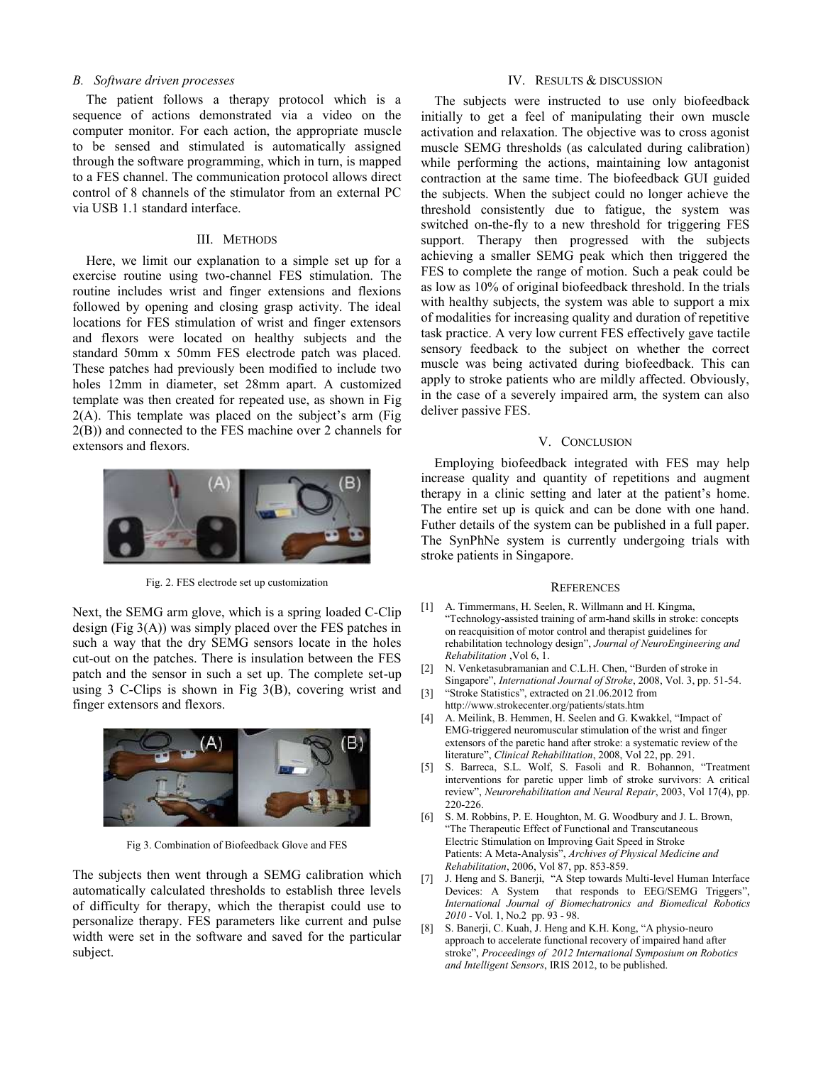### B. Software driven processes

The patient follows a therapy protocol which is a sequence of actions demonstrated via a video on the computer monitor. For each action, the appropriate muscle to be sensed and stimulated is automatically assigned through the software programming, which in turn, is mapped to a FES channel. The communication protocol allows direct control of 8 channels of the stimulator from an external PC via USB 1.1 standard interface.

## III. METHODS

Here, we limit our explanation to a simple set up for a exercise routine using two-channel FES stimulation. The routine includes wrist and finger extensions and flexions followed by opening and closing grasp activity. The ideal locations for FES stimulation of wrist and finger extensors and flexors were located on healthy subjects and the standard 50mm x 50mm FES electrode patch was placed. These patches had previously been modified to include two holes 12mm in diameter, set 28mm apart. A customized template was then created for repeated use, as shown in Fig 2(A). This template was placed on the subject's arm (Fig 2(B)) and connected to the FES machine over 2 channels for extensors and flexors.

Fig. 2. FES electrode set up customization

Next, the SEMG arm glove, which is a spring loaded C-Clip design (Fig 3(A)) was simply placed over the FES patches in such a way that the dry SEMG sensors locate in the holes cut-out on the patches. There is insulation between the FES patch and the sensor in such a set up. The complete set-up using 3 C-Clips is shown in Fig 3(B), covering wrist and finger extensors and flexors.

Fig 3. Combination of Biofeedback Glove and FES

The subjects then went through a SEMG calibration which automatically calculated thresholds to establish three levels of difficulty for therapy, which the therapist could use to personalize therapy. FES parameters like current and pulse width were set in the software and saved for the particular subject.

## IV. RESULTS & DISCUSSION

The subjects were instructed to use only biofeedback initially to get a feel of manipulating their own muscle activation and relaxation. The objective was to cross agonist muscle SEMG thresholds (as calculated during calibration) while performing the actions, maintaining low antagonist contraction at the same time. The biofeedback GUI guided the subjects. When the subject could no longer achieve the threshold consistently due to fatigue, the system was switched on-the-fly to a new threshold for triggering FES support. Therapy then progressed with the subjects achieving a smaller SEMG peak which then triggered the FES to complete the range of motion. Such a peak could be as low as 10% of original biofeedback threshold. In the trials with healthy subjects, the system was able to support a mix of modalities for increasing quality and duration of repetitive task practice. A very low current FES effectively gave tactile sensory feedback to the subject on whether the correct muscle was being activated during biofeedback. This can apply to stroke patients who are mildly affected. Obviously, in the case of a severely impaired arm, the system can also deliver passive FES.

## V. CONCLUSION

Employing biofeedback integrated with FES may help increase quality and quantity of repetitions and augment therapy in a clinic setting and later at the patient's home. The entire set up is quick and can be done with one hand. Futher details of the system can be published in a full paper. The SynPhNe system is currently undergoing trials with stroke patients in Singapore.

## REFERENCES

[1] A. Timmermans, H. Seelen, R. Willmann and H. Kingma, "Technology-assisted training of arm-hand skills in stroke: concepts on reacquisition of motor control and therapist guidelines for rehabilitation technology design", *Journal of NeuroEngineering and Rehabilitation* ,Vol 6, 1.

[2] N. Venketasubramanian and C.L.H. Chen, "Burden of stroke in Singapore", *International Journal of Stroke*, 2008, Vol. 3, pp. 51-54.

[3] "Stroke Statistics", extracted on 21.06.2012 from http://www.strokecenter.org/patients/stats.htm

[4] A. Meilink, B. Hemmen, H. Seelen and G. Kwakkel, "Impact of EMG-triggered neuromuscular stimulation of the wrist and finger extensors of the paretic hand after stroke: a systematic review of the literature", *Clinical Rehabilitation*, 2008, Vol 22, pp. 291.

[5] S. Barreca, S.L. Wolf, S. Fasoli and R. Bohannon, "Treatment interventions for paretic upper limb of stroke survivors: A critical review", *Neurorehabilitation and Neural Repair*, 2003, Vol 17(4), pp. 220-226.

[6] S. M. Robbins, P. E. Houghton, M. G. Woodbury and J. L. Brown, "The Therapeutic Effect of Functional and Transcutaneous Electric Stimulation on Improving Gait Speed in Stroke Patients: A Meta-Analysis", *Archives of Physical Medicine and Rehabilitation*, 2006, Vol 87, pp. 853-859.

[7] J. Heng and S. Banerji, "A Step towards Multi-level Human Interface Devices: A System that responds to EEG/SEMG Triggers", *International Journal of Biomechatronics and Biomedical Robotics 2010* - Vol. 1, No.2 pp. 93 - 98.

[8] S. Banerji, C. Kuah, J. Heng and K.H. Kong, "A physio-neuro approach to accelerate functional recovery of impaired hand after stroke", *Proceedings of 2012 International Symposium on Robotics and Intelligent Sensors*, IRIS 2012, to be published.